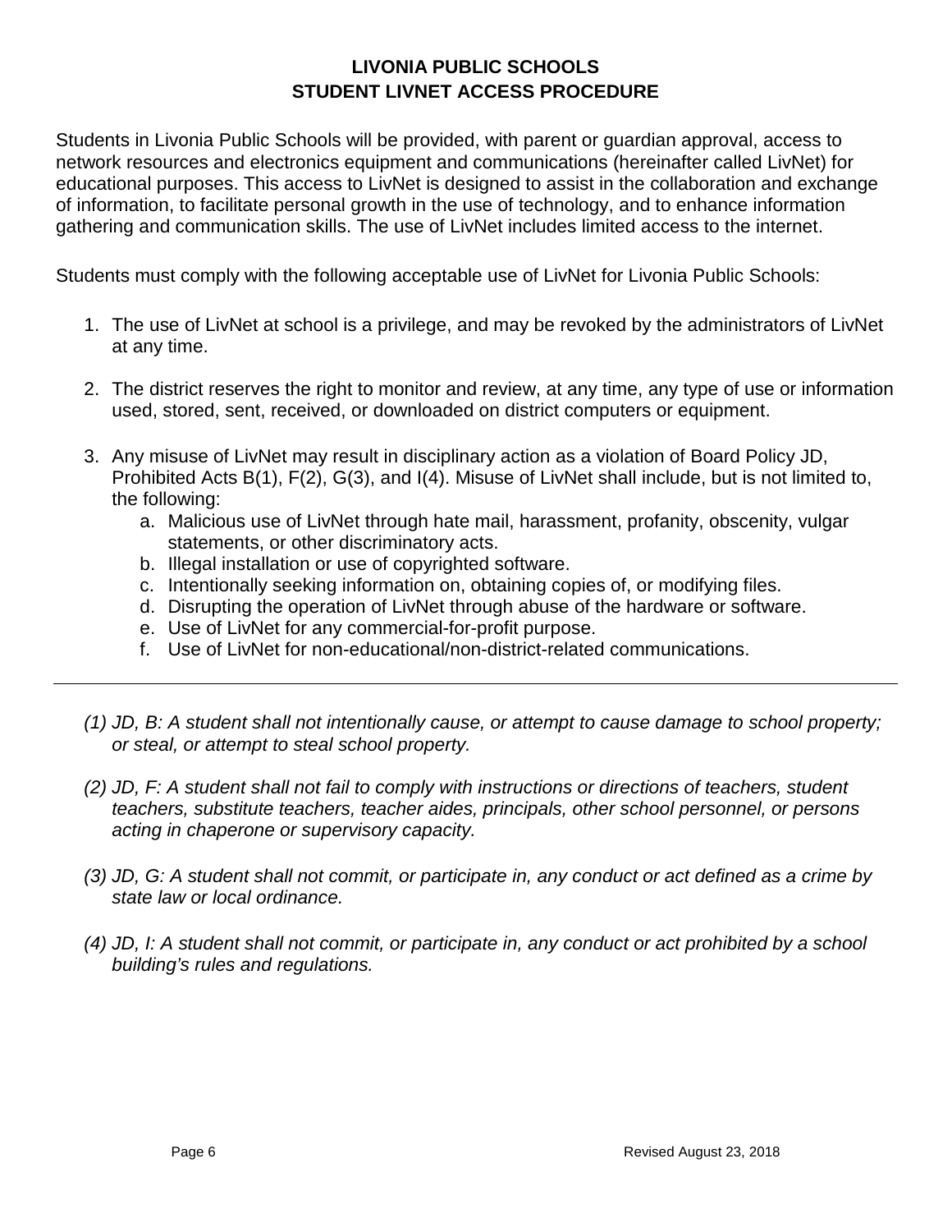# LIVONIA PUBLIC SCHOOLS
## STUDENT LIVNET ACCESS PROCEDURE

Students in Livonia Public Schools will be provided, with parent or guardian approval, access to network resources and electronics equipment and communications (hereinafter called LivNet) for educational purposes. This access to LivNet is designed to assist in the collaboration and exchange of information, to facilitate personal growth in the use of technology, and to enhance information gathering and communication skills. The use of LivNet includes limited access to the internet.

Students must comply with the following acceptable use of LivNet for Livonia Public Schools:

1. The use of LivNet at school is a privilege, and may be revoked by the administrators of LivNet at any time.

2. The district reserves the right to monitor and review, at any time, any type of use or information used, stored, sent, received, or downloaded on district computers or equipment.

3. Any misuse of LivNet may result in disciplinary action as a violation of Board Policy JD, Prohibited Acts B(1), F(2), G(3), and I(4). Misuse of LivNet shall include, but is not limited to, the following:
   a. Malicious use of LivNet through hate mail, harassment, profanity, obscenity, vulgar statements, or other discriminatory acts.
   b. Illegal installation or use of copyrighted software.
   c. Intentionally seeking information on, obtaining copies of, or modifying files.
   d. Disrupting the operation of LivNet through abuse of the hardware or software.
   e. Use of LivNet for any commercial-for-profit purpose.
   f. Use of LivNet for non-educational/non-district-related communications.

---

*(1) JD, B: A student shall not intentionally cause, or attempt to cause damage to school property; or steal, or attempt to steal school property.*

*(2) JD, F: A student shall not fail to comply with instructions or directions of teachers, student teachers, substitute teachers, teacher aides, principals, other school personnel, or persons acting in chaperone or supervisory capacity.*

*(3) JD, G: A student shall not commit, or participate in, any conduct or act defined as a crime by state law or local ordinance.*

*(4) JD, I: A student shall not commit, or participate in, any conduct or act prohibited by a school building's rules and regulations.*

Revised August 23, 2018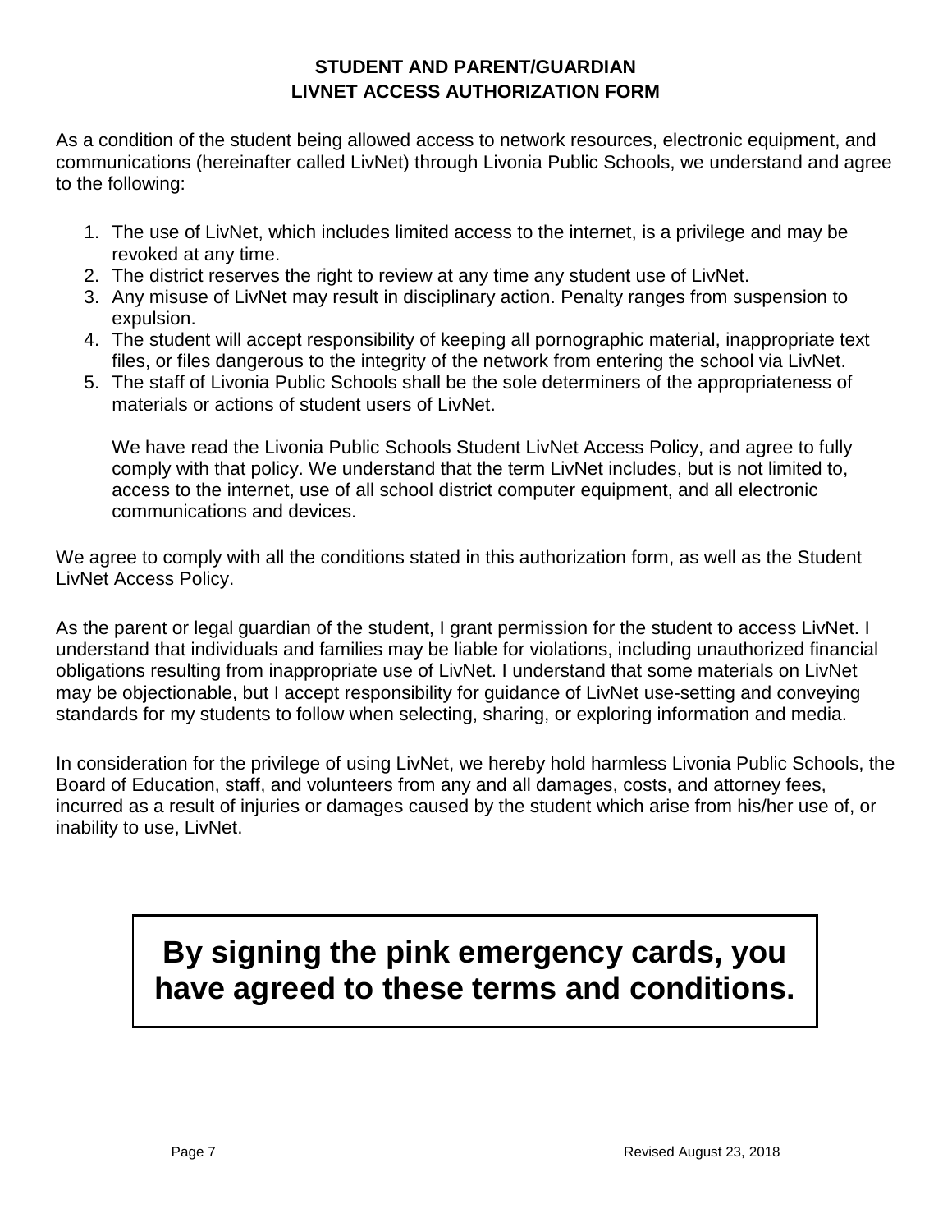**STUDENT AND PARENT/GUARDIAN**
**LIVNET ACCESS AUTHORIZATION FORM**

As a condition of the student being allowed access to network resources, electronic equipment, and communications (hereinafter called LivNet) through Livonia Public Schools, we understand and agree to the following:

1. The use of LivNet, which includes limited access to the internet, is a privilege and may be revoked at any time.
2. The district reserves the right to review at any time any student use of LivNet.
3. Any misuse of LivNet may result in disciplinary action. Penalty ranges from suspension to expulsion.
4. The student will accept responsibility of keeping all pornographic material, inappropriate text files, or files dangerous to the integrity of the network from entering the school via LivNet.
5. The staff of Livonia Public Schools shall be the sole determiners of the appropriateness of materials or actions of student users of LivNet.

   We have read the Livonia Public Schools Student LivNet Access Policy, and agree to fully comply with that policy. We understand that the term LivNet includes, but is not limited to, access to the internet, use of all school district computer equipment, and all electronic communications and devices.

We agree to comply with all the conditions stated in this authorization form, as well as the Student LivNet Access Policy.

As the parent or legal guardian of the student, I grant permission for the student to access LivNet. I understand that individuals and families may be liable for violations, including unauthorized financial obligations resulting from inappropriate use of LivNet. I understand that some materials on LivNet may be objectionable, but I accept responsibility for guidance of LivNet use-setting and conveying standards for my students to follow when selecting, sharing, or exploring information and media.

In consideration for the privilege of using LivNet, we hereby hold harmless Livonia Public Schools, the Board of Education, staff, and volunteers from any and all damages, costs, and attorney fees, incurred as a result of injuries or damages caused by the student which arise from his/her use of, or inability to use, LivNet.

**By signing the pink emergency cards, you have agreed to these terms and conditions.**

Revised August 23, 2018